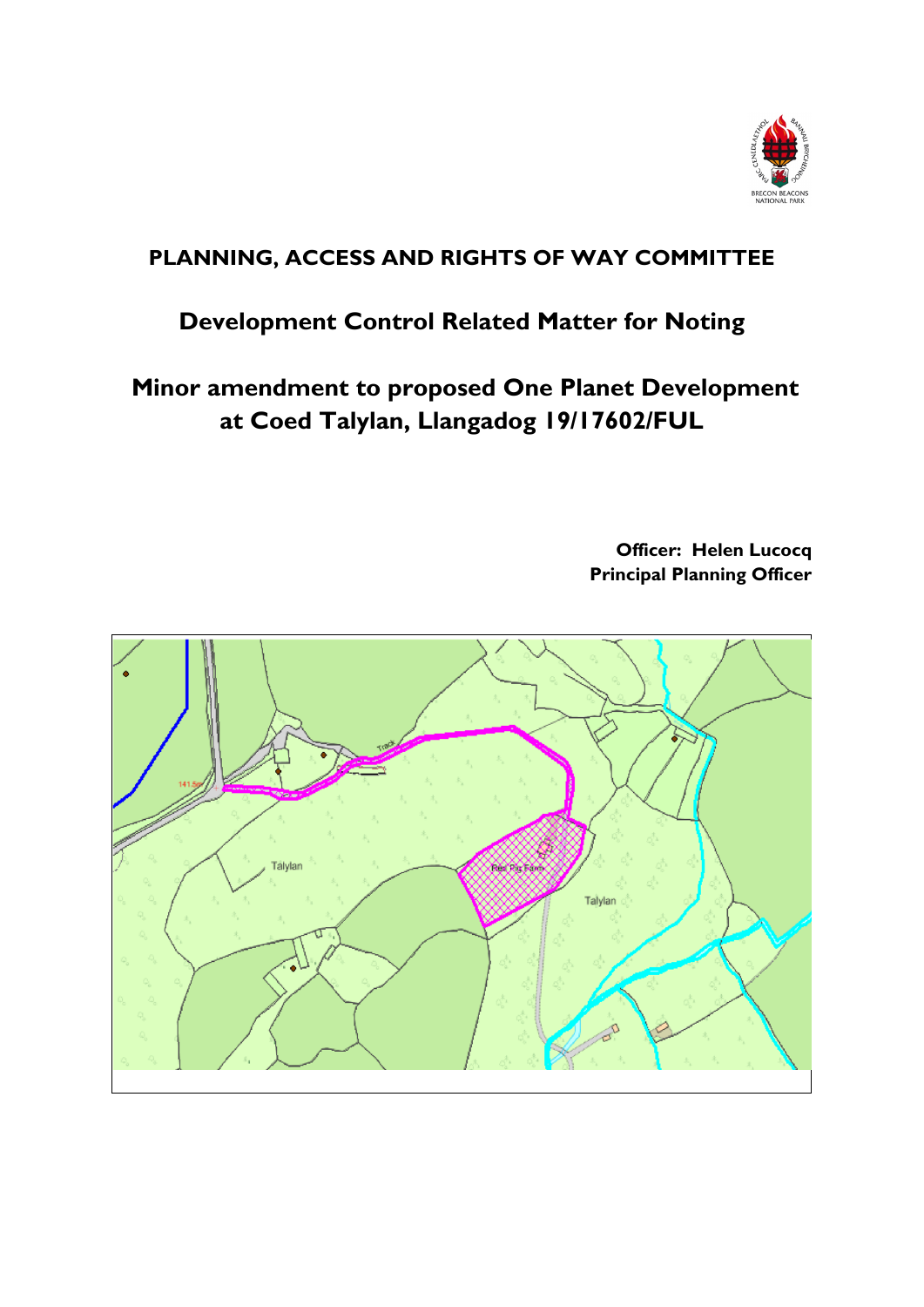# PLANNING, ACCESS AND RIGHTS OF WAY COMMITTEE

## Development Control Related Matter for Noting

## Minor amendment to proposed One Planet Development at Coed Talylan, Llangadog 19/17602/FUL

**Officer: Helen Lucocq**
**Principal Planning Officer**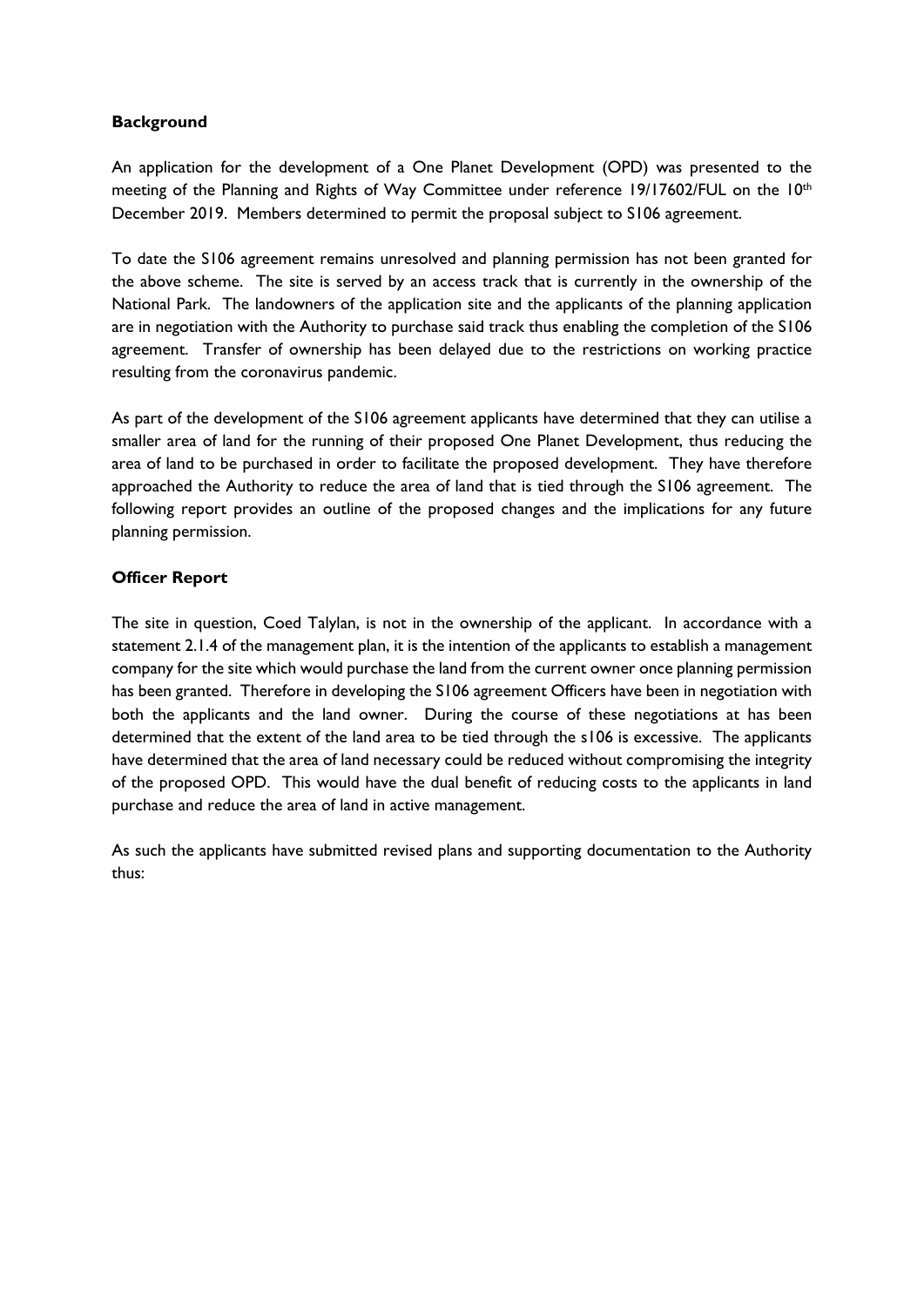**Background**

An application for the development of a One Planet Development (OPD) was presented to the meeting of the Planning and Rights of Way Committee under reference 19/17602/FUL on the 10th December 2019. Members determined to permit the proposal subject to S106 agreement.

To date the S106 agreement remains unresolved and planning permission has not been granted for the above scheme. The site is served by an access track that is currently in the ownership of the National Park. The landowners of the application site and the applicants of the planning application are in negotiation with the Authority to purchase said track thus enabling the completion of the S106 agreement. Transfer of ownership has been delayed due to the restrictions on working practice resulting from the coronavirus pandemic.

As part of the development of the S106 agreement applicants have determined that they can utilise a smaller area of land for the running of their proposed One Planet Development, thus reducing the area of land to be purchased in order to facilitate the proposed development. They have therefore approached the Authority to reduce the area of land that is tied through the S106 agreement. The following report provides an outline of the proposed changes and the implications for any future planning permission.

**Officer Report**

The site in question, Coed Talylan, is not in the ownership of the applicant. In accordance with a statement 2.1.4 of the management plan, it is the intention of the applicants to establish a management company for the site which would purchase the land from the current owner once planning permission has been granted. Therefore in developing the S106 agreement Officers have been in negotiation with both the applicants and the land owner. During the course of these negotiations at has been determined that the extent of the land area to be tied through the s106 is excessive. The applicants have determined that the area of land necessary could be reduced without compromising the integrity of the proposed OPD. This would have the dual benefit of reducing costs to the applicants in land purchase and reduce the area of land in active management.

As such the applicants have submitted revised plans and supporting documentation to the Authority thus: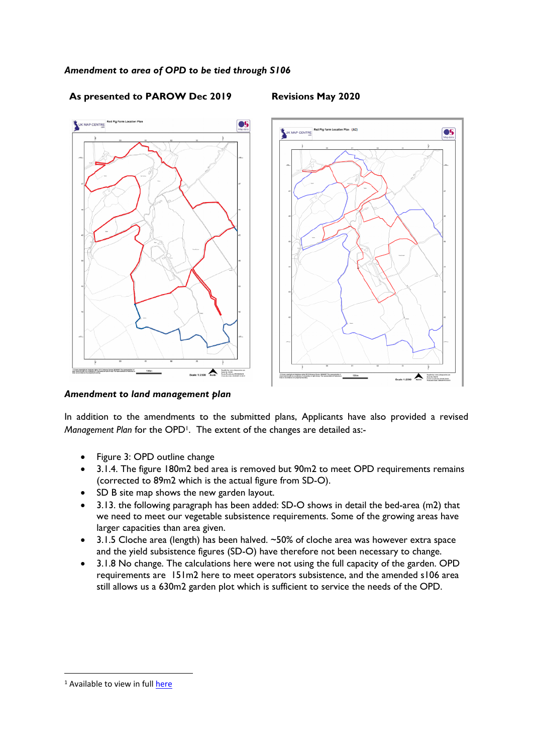*Amendment to area of OPD to be tied through S106*

**As presented to PAROW Dec 2019** **Revisions May 2020**

*Amendment to land management plan*

In addition to the amendments to the submitted plans, Applicants have also provided a revised *Management Plan* for the OPD[1]. The extent of the changes are detailed as:-

- Figure 3: OPD outline change
- 3.1.4. The figure 180m2 bed area is removed but 90m2 to meet OPD requirements remains (corrected to 89m2 which is the actual figure from SD-O).
- SD B site map shows the new garden layout.
- 3.13. the following paragraph has been added: SD-O shows in detail the bed-area (m2) that we need to meet our vegetable subsistence requirements. Some of the growing areas have larger capacities than area given.
- 3.1.5 Cloche area (length) has been halved. ~50% of cloche area was however extra space and the yield subsistence figures (SD-O) have therefore not been necessary to change.
- 3.1.8 No change. The calculations here were not using the full capacity of the garden. OPD requirements are 151m2 here to meet operators subsistence, and the amended s106 area still allows us a 630m2 garden plot which is sufficient to service the needs of the OPD.

[1] Available to view in full here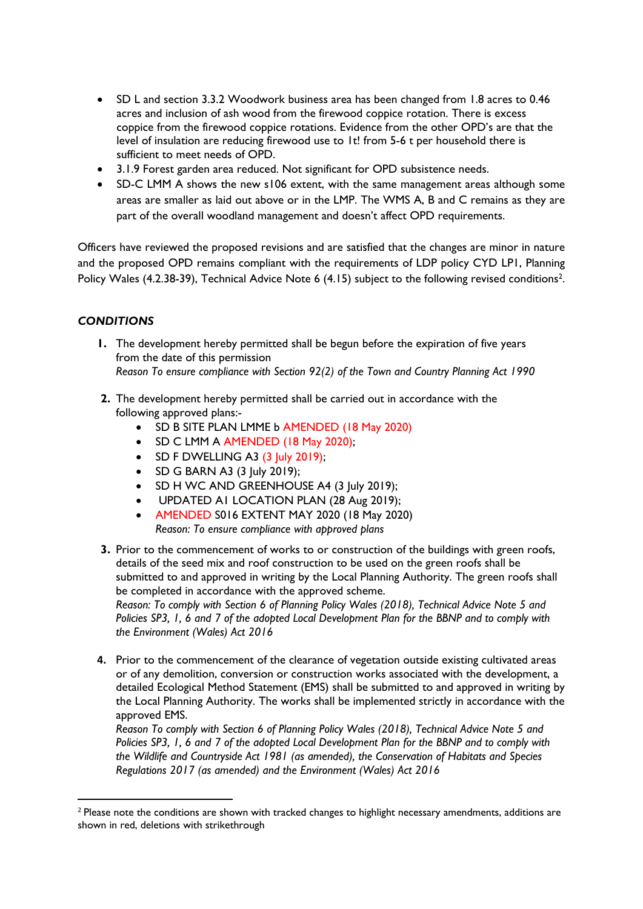- SD L and section 3.3.2 Woodwork business area has been changed from 1.8 acres to 0.46 acres and inclusion of ash wood from the firewood coppice rotation. There is excess coppice from the firewood coppice rotations. Evidence from the other OPD's are that the level of insulation are reducing firewood use to 1t! from 5-6 t per household there is sufficient to meet needs of OPD.
- 3.1.9 Forest garden area reduced. Not significant for OPD subsistence needs.
- SD-C LMM A shows the new s106 extent, with the same management areas although some areas are smaller as laid out above or in the LMP. The WMS A, B and C remains as they are part of the overall woodland management and doesn't affect OPD requirements.

Officers have reviewed the proposed revisions and are satisfied that the changes are minor in nature and the proposed OPD remains compliant with the requirements of LDP policy CYD LP1, Planning Policy Wales (4.2.38-39), Technical Advice Note 6 (4.15) subject to the following revised conditions[2].

## *CONDITIONS*

1. The development hereby permitted shall be begun before the expiration of five years from the date of this permission
   *Reason To ensure compliance with Section 92(2) of the Town and Country Planning Act 1990*

2. The development hereby permitted shall be carried out in accordance with the following approved plans:-
   - SD B SITE PLAN LMME b AMENDED (18 May 2020)
   - SD C LMM A AMENDED (18 May 2020);
   - SD F DWELLING A3 (3 July 2019);
   - SD G BARN A3 (3 July 2019);
   - SD H WC AND GREENHOUSE A4 (3 July 2019);
   - UPDATED A1 LOCATION PLAN (28 Aug 2019);
   - AMENDED S016 EXTENT MAY 2020 (18 May 2020)

   *Reason: To ensure compliance with approved plans*

3. Prior to the commencement of works to or construction of the buildings with green roofs, details of the seed mix and roof construction to be used on the green roofs shall be submitted to and approved in writing by the Local Planning Authority. The green roofs shall be completed in accordance with the approved scheme.
   *Reason: To comply with Section 6 of Planning Policy Wales (2018), Technical Advice Note 5 and Policies SP3, 1, 6 and 7 of the adopted Local Development Plan for the BBNP and to comply with the Environment (Wales) Act 2016*

4. Prior to the commencement of the clearance of vegetation outside existing cultivated areas or of any demolition, conversion or construction works associated with the development, a detailed Ecological Method Statement (EMS) shall be submitted to and approved in writing by the Local Planning Authority. The works shall be implemented strictly in accordance with the approved EMS.
   *Reason To comply with Section 6 of Planning Policy Wales (2018), Technical Advice Note 5 and Policies SP3, 1, 6 and 7 of the adopted Local Development Plan for the BBNP and to comply with the Wildlife and Countryside Act 1981 (as amended), the Conservation of Habitats and Species Regulations 2017 (as amended) and the Environment (Wales) Act 2016*

---

[2] Please note the conditions are shown with tracked changes to highlight necessary amendments, additions are shown in red, deletions with strikethrough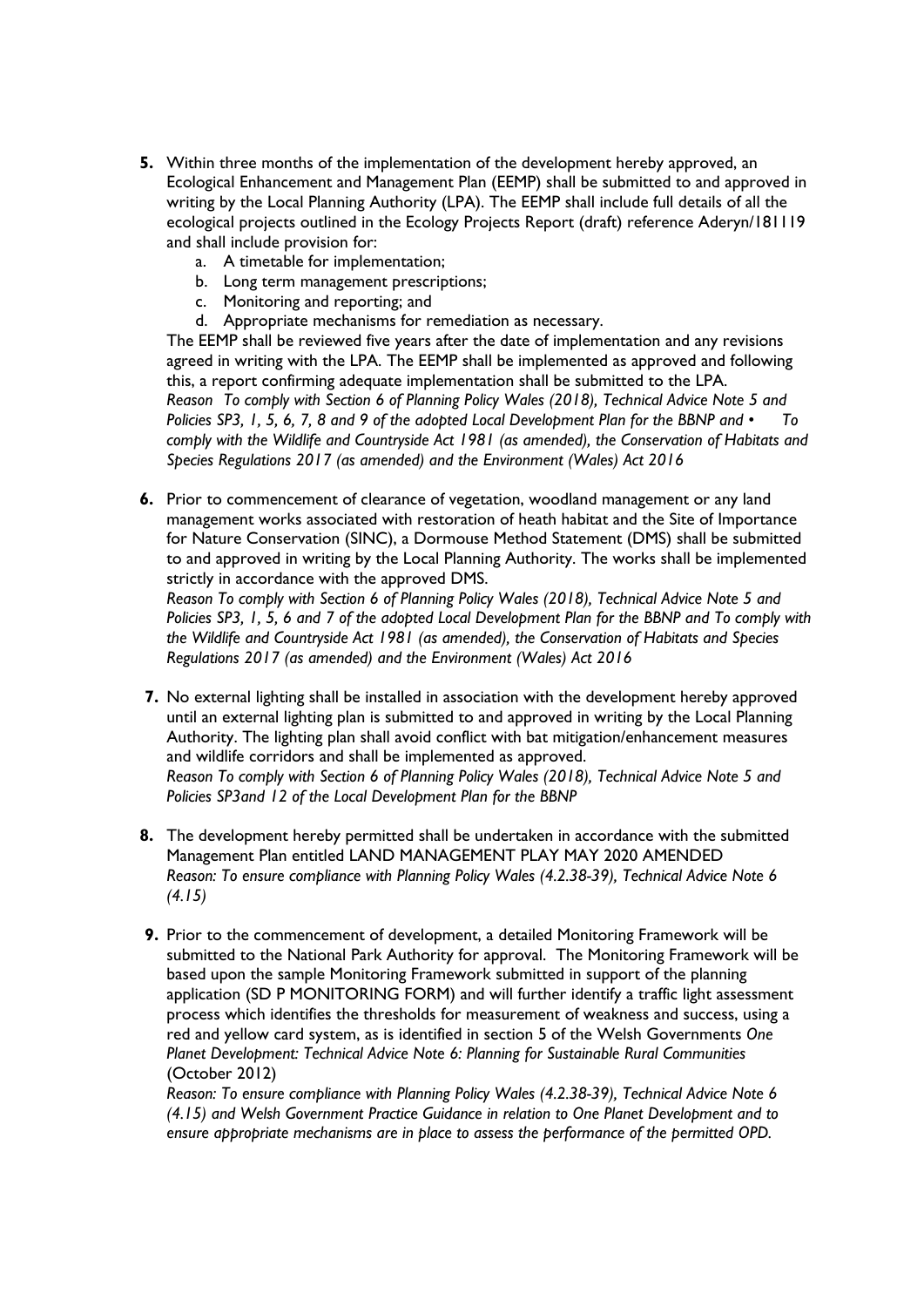5. Within three months of the implementation of the development hereby approved, an Ecological Enhancement and Management Plan (EEMP) shall be submitted to and approved in writing by the Local Planning Authority (LPA). The EEMP shall include full details of all the ecological projects outlined in the Ecology Projects Report (draft) reference Aderyn/181119 and shall include provision for:
   a. A timetable for implementation;
   b. Long term management prescriptions;
   c. Monitoring and reporting; and
   d. Appropriate mechanisms for remediation as necessary.

   The EEMP shall be reviewed five years after the date of implementation and any revisions agreed in writing with the LPA. The EEMP shall be implemented as approved and following this, a report confirming adequate implementation shall be submitted to the LPA.
   *Reason To comply with Section 6 of Planning Policy Wales (2018), Technical Advice Note 5 and Policies SP3, 1, 5, 6, 7, 8 and 9 of the adopted Local Development Plan for the BBNP and • To comply with the Wildlife and Countryside Act 1981 (as amended), the Conservation of Habitats and Species Regulations 2017 (as amended) and the Environment (Wales) Act 2016*

6. Prior to commencement of clearance of vegetation, woodland management or any land management works associated with restoration of heath habitat and the Site of Importance for Nature Conservation (SINC), a Dormouse Method Statement (DMS) shall be submitted to and approved in writing by the Local Planning Authority. The works shall be implemented strictly in accordance with the approved DMS.
   *Reason To comply with Section 6 of Planning Policy Wales (2018), Technical Advice Note 5 and Policies SP3, 1, 5, 6 and 7 of the adopted Local Development Plan for the BBNP and To comply with the Wildlife and Countryside Act 1981 (as amended), the Conservation of Habitats and Species Regulations 2017 (as amended) and the Environment (Wales) Act 2016*

7. No external lighting shall be installed in association with the development hereby approved until an external lighting plan is submitted to and approved in writing by the Local Planning Authority. The lighting plan shall avoid conflict with bat mitigation/enhancement measures and wildlife corridors and shall be implemented as approved.
   *Reason To comply with Section 6 of Planning Policy Wales (2018), Technical Advice Note 5 and Policies SP3and 12 of the Local Development Plan for the BBNP*

8. The development hereby permitted shall be undertaken in accordance with the submitted Management Plan entitled LAND MANAGEMENT PLAY MAY 2020 AMENDED
   *Reason: To ensure compliance with Planning Policy Wales (4.2.38-39), Technical Advice Note 6 (4.15)*

9. Prior to the commencement of development, a detailed Monitoring Framework will be submitted to the National Park Authority for approval. The Monitoring Framework will be based upon the sample Monitoring Framework submitted in support of the planning application (SD P MONITORING FORM) and will further identify a traffic light assessment process which identifies the thresholds for measurement of weakness and success, using a red and yellow card system, as is identified in section 5 of the Welsh Governments *One Planet Development: Technical Advice Note 6: Planning for Sustainable Rural Communities* (October 2012)
   *Reason: To ensure compliance with Planning Policy Wales (4.2.38-39), Technical Advice Note 6 (4.15) and Welsh Government Practice Guidance in relation to One Planet Development and to ensure appropriate mechanisms are in place to assess the performance of the permitted OPD.*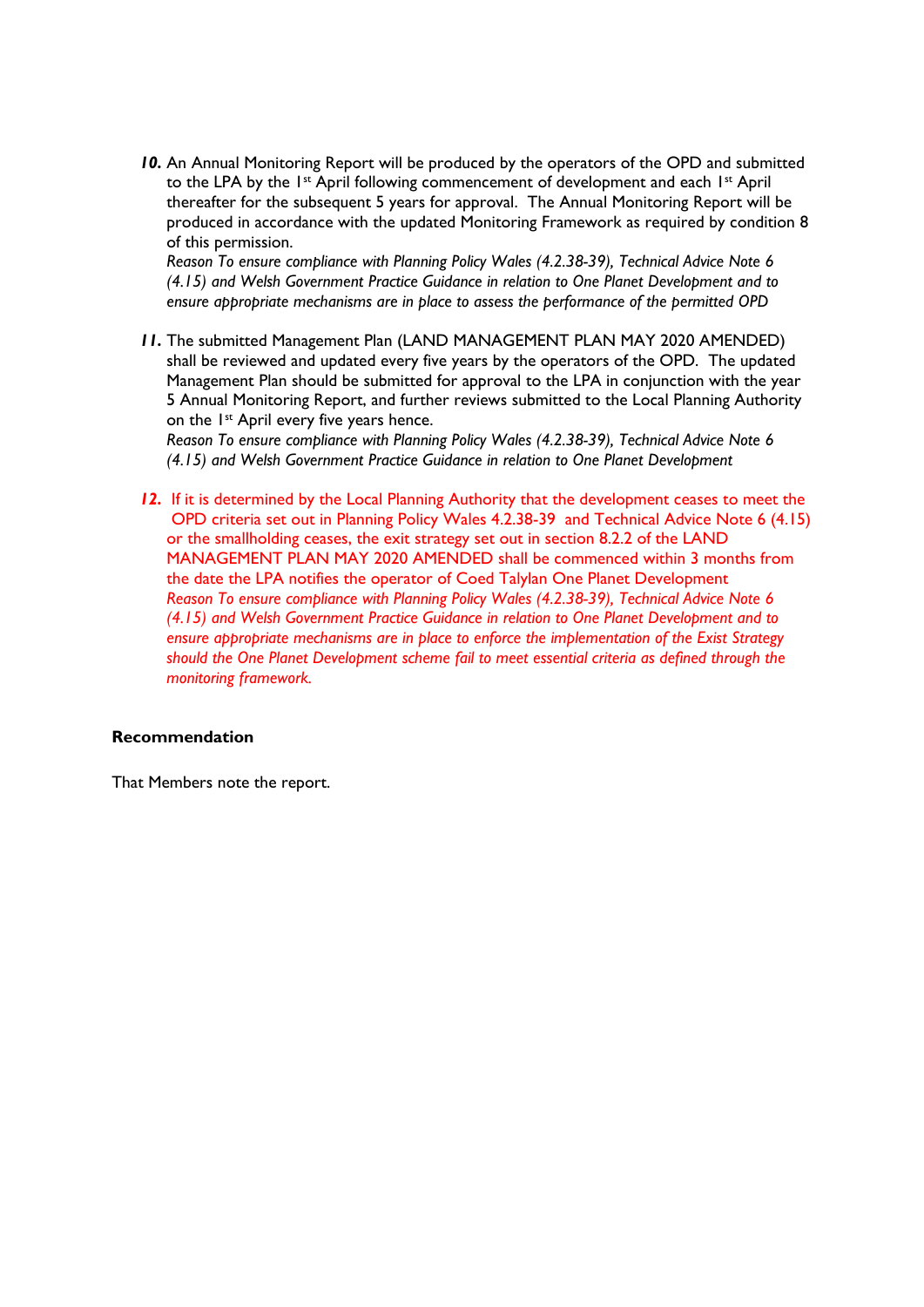***10.*** An Annual Monitoring Report will be produced by the operators of the OPD and submitted to the LPA by the 1st April following commencement of development and each 1st April thereafter for the subsequent 5 years for approval. The Annual Monitoring Report will be produced in accordance with the updated Monitoring Framework as required by condition 8 of this permission.
*Reason To ensure compliance with Planning Policy Wales (4.2.38-39), Technical Advice Note 6 (4.15) and Welsh Government Practice Guidance in relation to One Planet Development and to ensure appropriate mechanisms are in place to assess the performance of the permitted OPD*

***11.*** The submitted Management Plan (LAND MANAGEMENT PLAN MAY 2020 AMENDED) shall be reviewed and updated every five years by the operators of the OPD. The updated Management Plan should be submitted for approval to the LPA in conjunction with the year 5 Annual Monitoring Report, and further reviews submitted to the Local Planning Authority on the 1st April every five years hence.
*Reason To ensure compliance with Planning Policy Wales (4.2.38-39), Technical Advice Note 6 (4.15) and Welsh Government Practice Guidance in relation to One Planet Development*

***12.*** If it is determined by the Local Planning Authority that the development ceases to meet the OPD criteria set out in Planning Policy Wales 4.2.38-39 and Technical Advice Note 6 (4.15) or the smallholding ceases, the exit strategy set out in section 8.2.2 of the LAND MANAGEMENT PLAN MAY 2020 AMENDED shall be commenced within 3 months from the date the LPA notifies the operator of Coed Talylan One Planet Development
*Reason To ensure compliance with Planning Policy Wales (4.2.38-39), Technical Advice Note 6 (4.15) and Welsh Government Practice Guidance in relation to One Planet Development and to ensure appropriate mechanisms are in place to enforce the implementation of the Exist Strategy should the One Planet Development scheme fail to meet essential criteria as defined through the monitoring framework.*

**Recommendation**

That Members note the report.